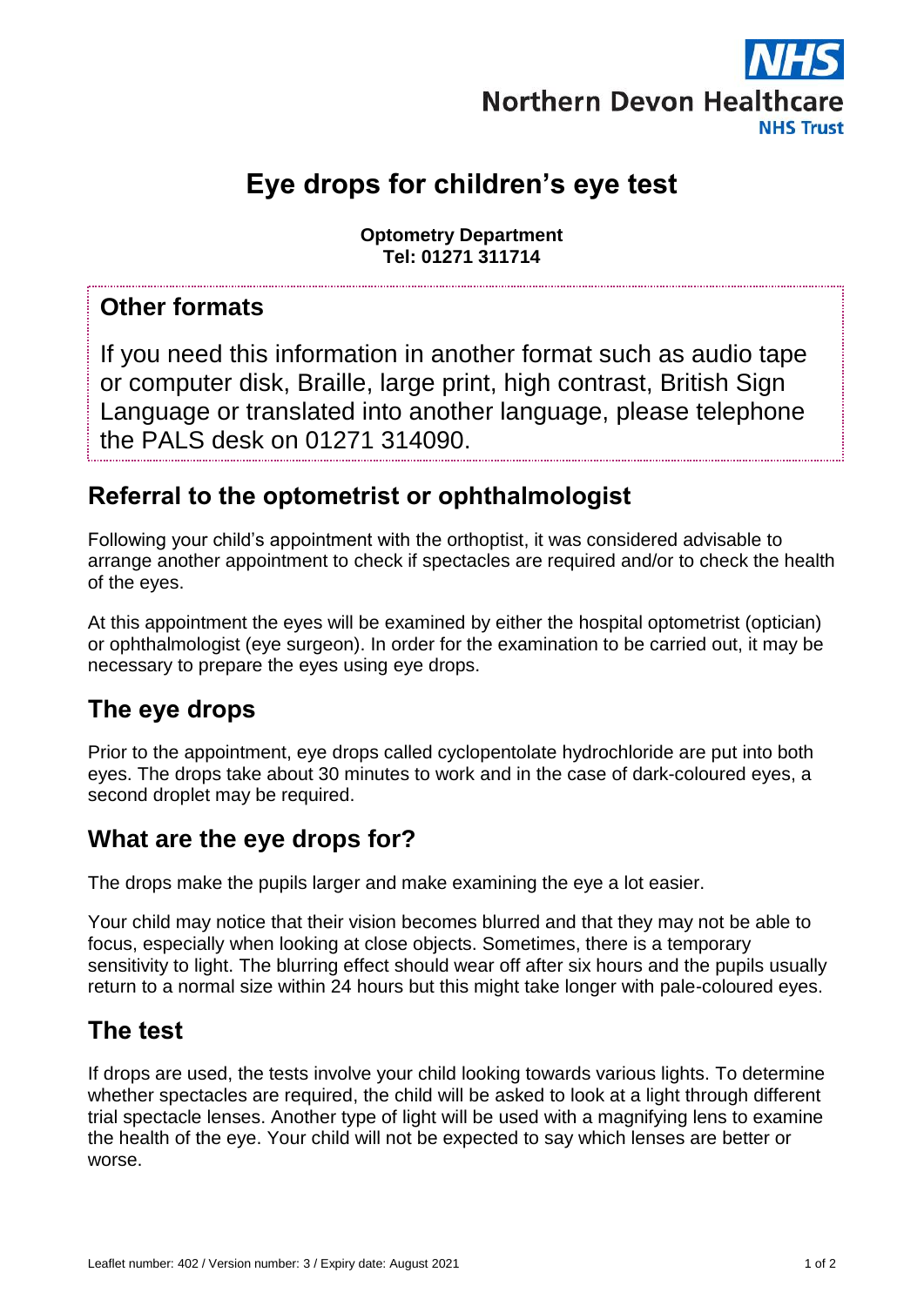Northern Devon Healthcare NHS Trust

# Eye drops for children's eye test

**Optometry Department**
**Tel: 01271 311714**

## Other formats

If you need this information in another format such as audio tape or computer disk, Braille, large print, high contrast, British Sign Language or translated into another language, please telephone the PALS desk on 01271 314090.

## Referral to the optometrist or ophthalmologist

Following your child's appointment with the orthoptist, it was considered advisable to arrange another appointment to check if spectacles are required and/or to check the health of the eyes.

At this appointment the eyes will be examined by either the hospital optometrist (optician) or ophthalmologist (eye surgeon). In order for the examination to be carried out, it may be necessary to prepare the eyes using eye drops.

## The eye drops

Prior to the appointment, eye drops called cyclopentolate hydrochloride are put into both eyes. The drops take about 30 minutes to work and in the case of dark-coloured eyes, a second droplet may be required.

## What are the eye drops for?

The drops make the pupils larger and make examining the eye a lot easier.

Your child may notice that their vision becomes blurred and that they may not be able to focus, especially when looking at close objects. Sometimes, there is a temporary sensitivity to light. The blurring effect should wear off after six hours and the pupils usually return to a normal size within 24 hours but this might take longer with pale-coloured eyes.

## The test

If drops are used, the tests involve your child looking towards various lights. To determine whether spectacles are required, the child will be asked to look at a light through different trial spectacle lenses. Another type of light will be used with a magnifying lens to examine the health of the eye. Your child will not be expected to say which lenses are better or worse.

Leaflet number: 402 / Version number: 3 / Expiry date: August 2021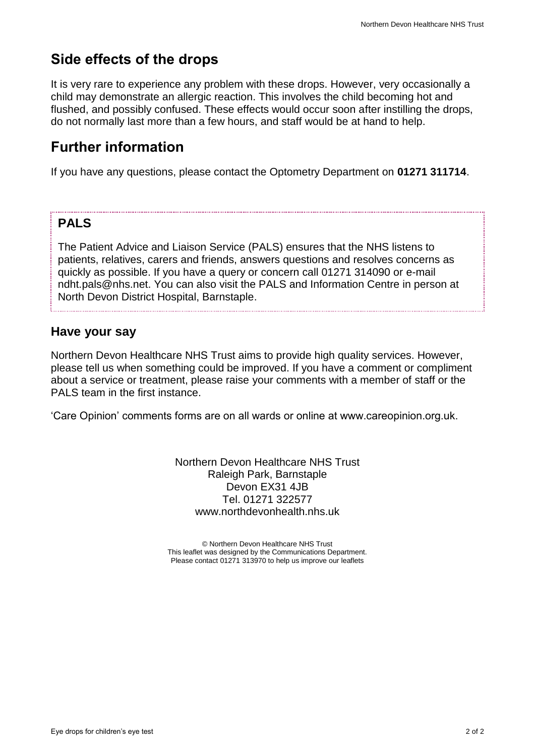## Side effects of the drops

It is very rare to experience any problem with these drops. However, very occasionally a child may demonstrate an allergic reaction. This involves the child becoming hot and flushed, and possibly confused. These effects would occur soon after instilling the drops, do not normally last more than a few hours, and staff would be at hand to help.

## Further information

If you have any questions, please contact the Optometry Department on **01271 311714**.

### PALS

The Patient Advice and Liaison Service (PALS) ensures that the NHS listens to patients, relatives, carers and friends, answers questions and resolves concerns as quickly as possible. If you have a query or concern call 01271 314090 or e-mail ndht.pals@nhs.net. You can also visit the PALS and Information Centre in person at North Devon District Hospital, Barnstaple.

### Have your say

Northern Devon Healthcare NHS Trust aims to provide high quality services. However, please tell us when something could be improved. If you have a comment or compliment about a service or treatment, please raise your comments with a member of staff or the PALS team in the first instance.

'Care Opinion' comments forms are on all wards or online at www.careopinion.org.uk.

Northern Devon Healthcare NHS Trust
Raleigh Park, Barnstaple
Devon EX31 4JB
Tel. 01271 322577
www.northdevonhealth.nhs.uk

© Northern Devon Healthcare NHS Trust
This leaflet was designed by the Communications Department.
Please contact 01271 313970 to help us improve our leaflets